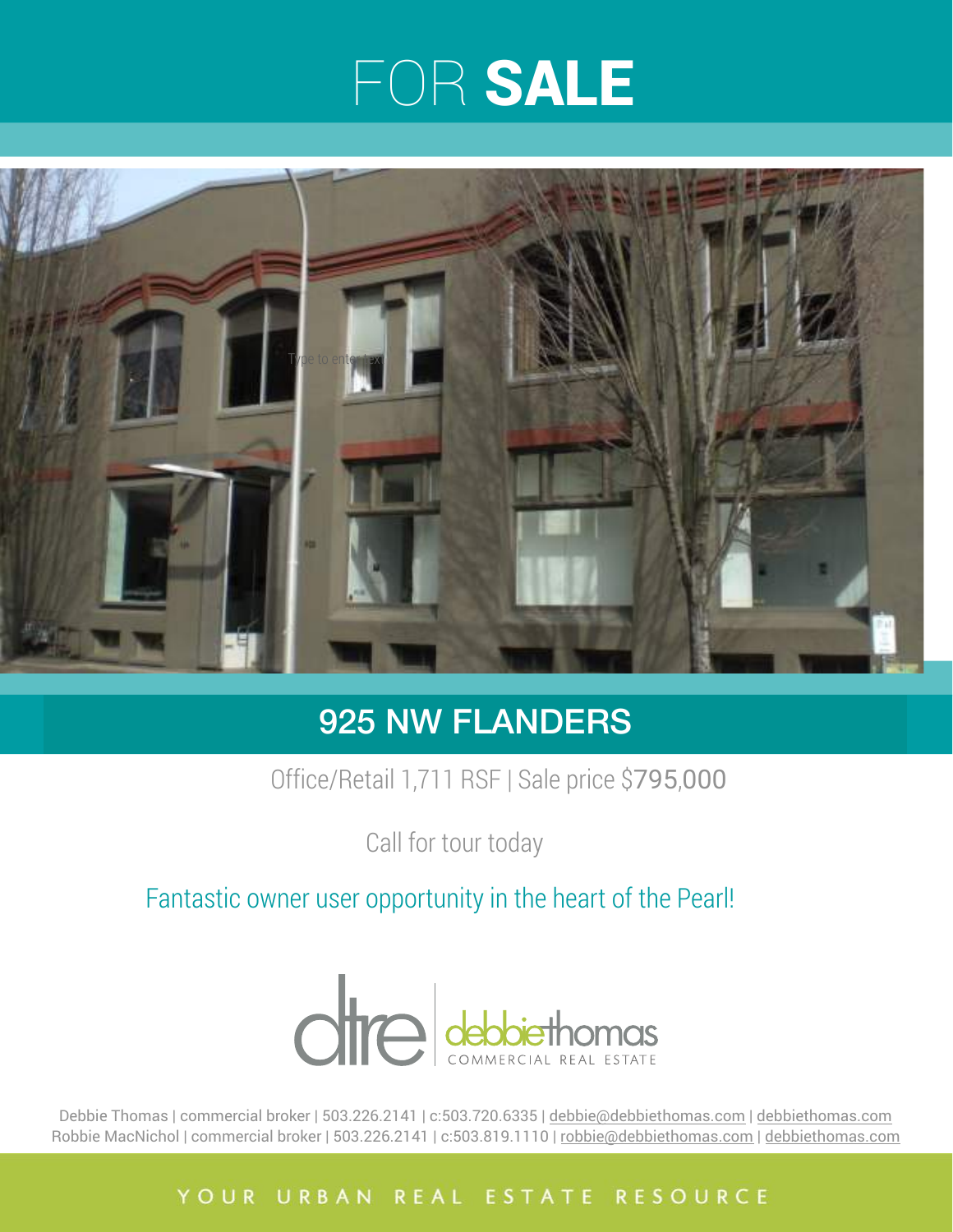# FOR **SALE**

## 925 NW FLANDERS

Office/Retail 1,711 RSF | Sale price $795,000

Call for tour today

Fantastic owner user opportunity in the heart of the Pearl!

dtre | debbiethomas COMMERCIAL REAL ESTATE

Debbie Thomas | commercial broker | 503.226.2141 | c:503.720.6335 | debbie@debbiethomas.com | debbiethomas.com
Robbie MacNichol | commercial broker | 503.226.2141 | c:503.819.1110 | robbie@debbiethomas.com | debbiethomas.com

YOUR URBAN REAL ESTATE RESOURCE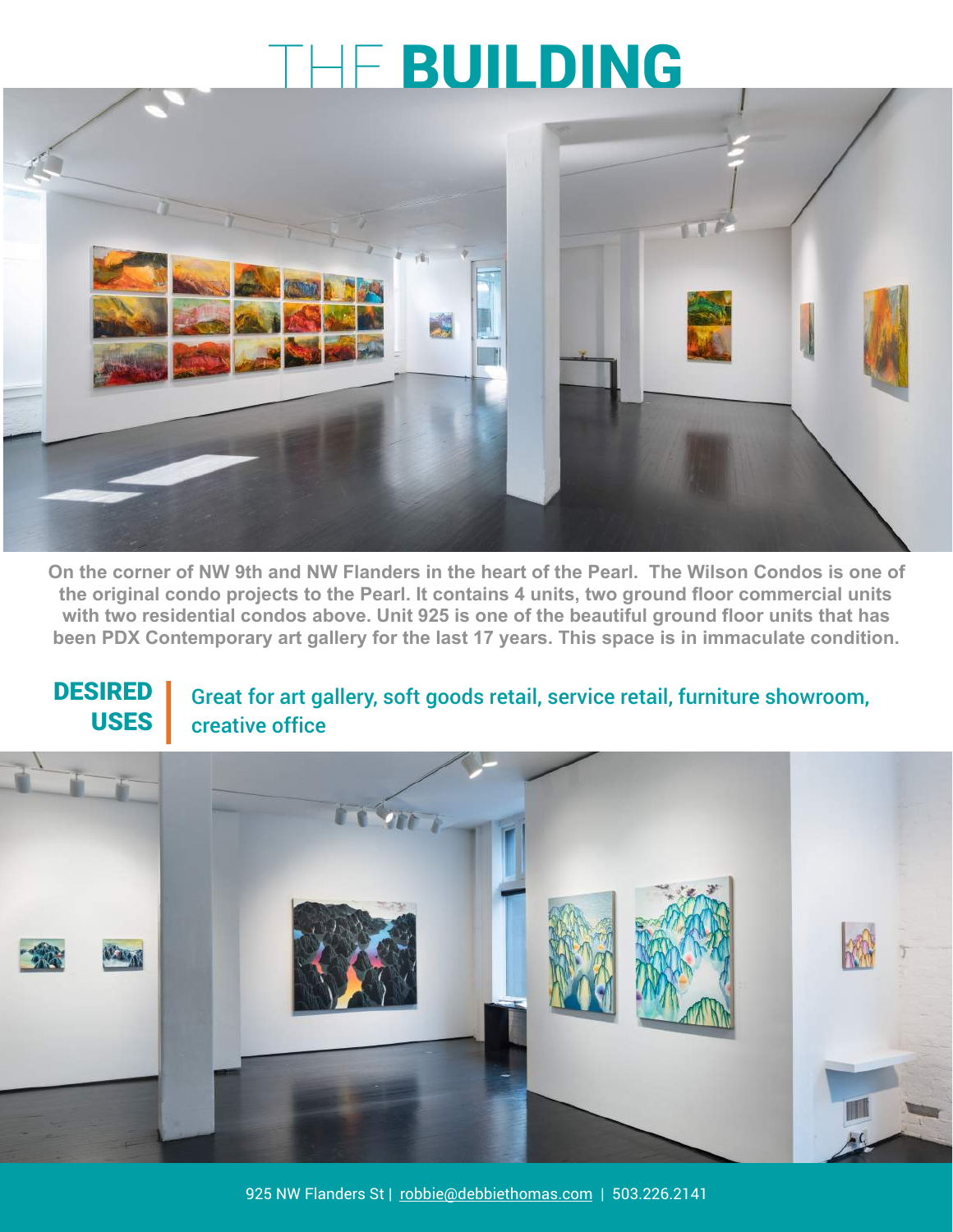# THE BUILDING

**On the corner of NW 9th and NW Flanders in the heart of the Pearl. The Wilson Condos is one of the original condo projects to the Pearl. It contains 4 units, two ground floor commercial units with two residential condos above. Unit 925 is one of the beautiful ground floor units that has been PDX Contemporary art gallery for the last 17 years. This space is in immaculate condition.**

## DESIRED USES

Great for art gallery, soft goods retail, service retail, furniture showroom, creative office

925 NW Flanders St | robbie@debbiethomas.com | 503.226.2141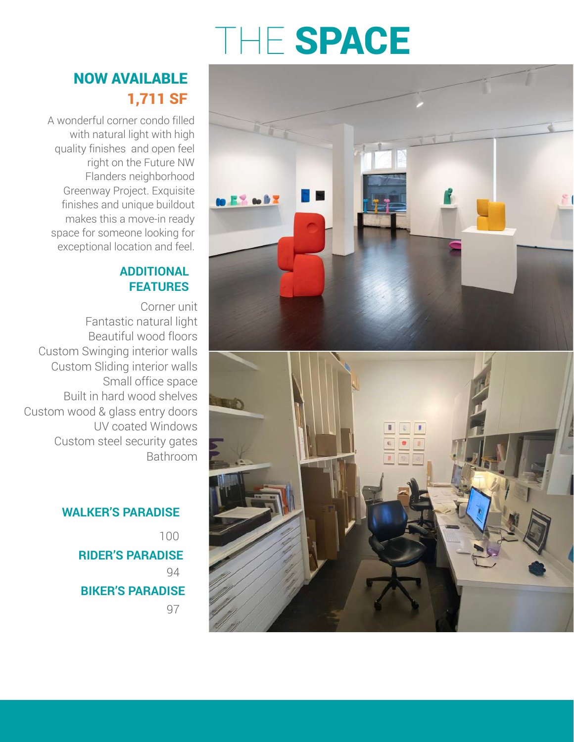# THE SPACE

## NOW AVAILABLE
## 1,711 SF

A wonderful corner condo filled with natural light with high quality finishes and open feel right on the Future NW Flanders neighborhood Greenway Project. Exquisite finishes and unique buildout makes this a move-in ready space for someone looking for exceptional location and feel.

### ADDITIONAL FEATURES

- Corner unit
- Fantastic natural light
- Beautiful wood floors
- Custom Swinging interior walls
- Custom Sliding interior walls
- Small office space
- Built in hard wood shelves
- Custom wood & glass entry doors
- UV coated Windows
- Custom steel security gates
- Bathroom

**WALKER'S PARADISE**

100

**RIDER'S PARADISE**

94

**BIKER'S PARADISE**

97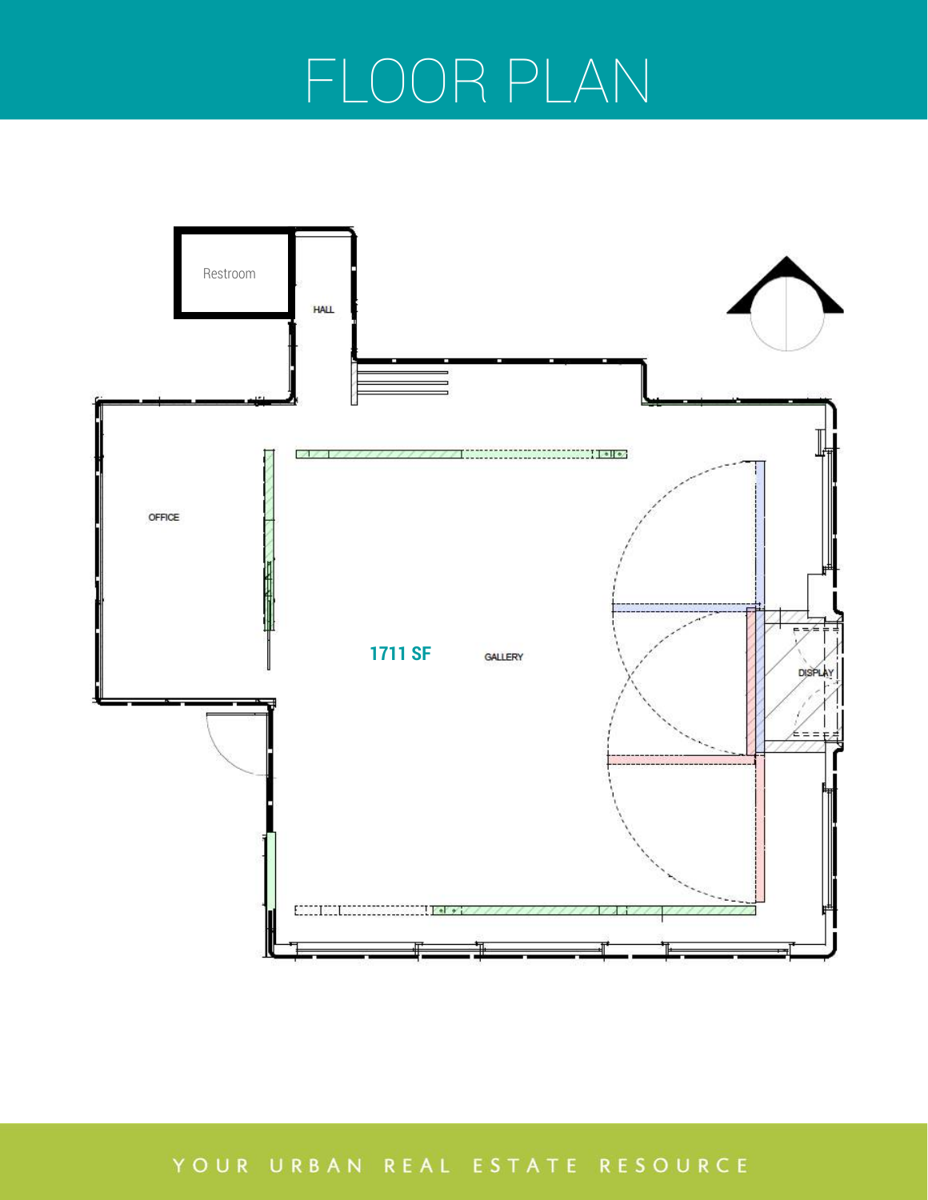# FLOOR PLAN

Restroom

HALL

OFFICE

**1711 SF**

GALLERY

DISPLAY

YOUR URBAN REAL ESTATE RESOURCE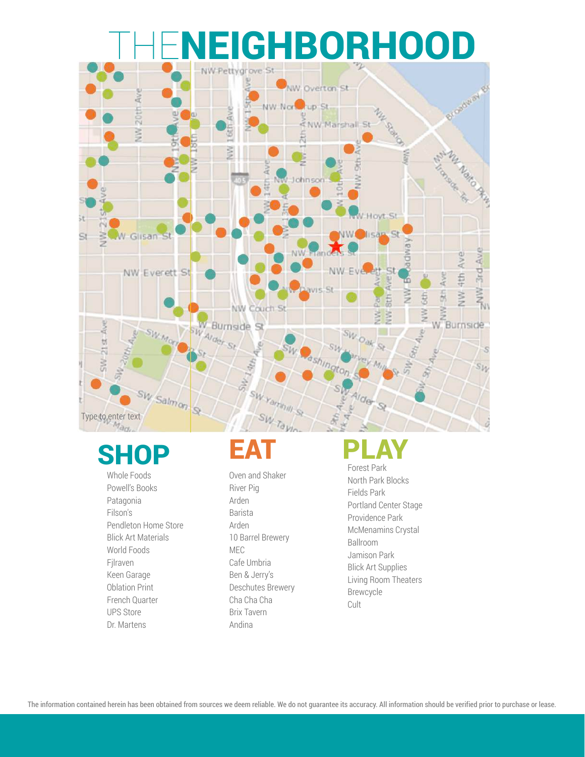# THE NEIGHBORHOOD

Type to enter text

## SHOP

- Whole Foods
- Powell's Books
- Patagonia
- Filson's
- Pendleton Home Store
- Blick Art Materials
- World Foods
- Fjlraven
- Keen Garage
- Oblation Print
- French Quarter
- UPS Store
- Dr. Martens

## EAT

- Oven and Shaker
- River Pig
- Arden
- Barista
- Arden
- 10 Barrel Brewery
- MEC
- Cafe Umbria
- Ben & Jerry's
- Deschutes Brewery
- Cha Cha Cha
- Brix Tavern
- Andina

## PLAY

- Forest Park
- North Park Blocks
- Fields Park
- Portland Center Stage
- Providence Park
- McMenamins Crystal Ballroom
- Jamison Park
- Blick Art Supplies
- Living Room Theaters
- Brewcycle
- Cult

The information contained herein has been obtained from sources we deem reliable. We do not guarantee its accuracy. All information should be verified prior to purchase or lease.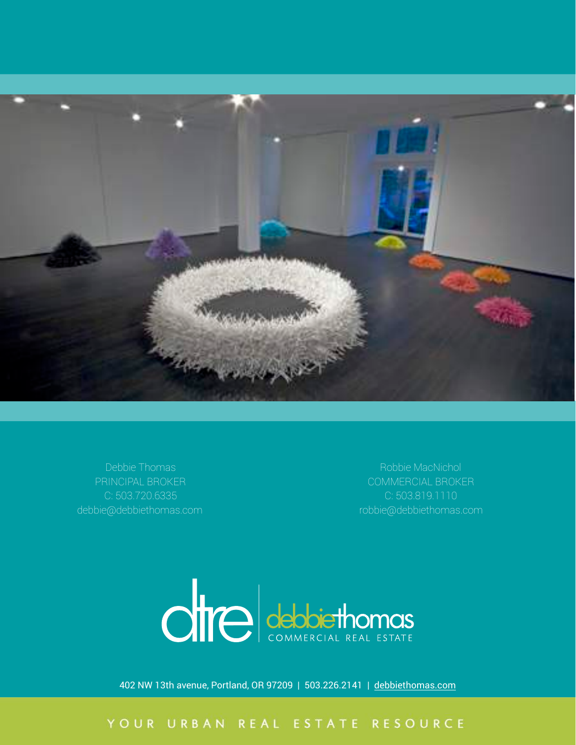Debbie Thomas
PRINCIPAL BROKER
C: 503.720.6335
debbie@debbiethomas.com

Robbie MacNichol
COMMERCIAL BROKER
C: 503.819.1110
robbie@debbiethomas.com

dtre | debbiethomas
COMMERCIAL REAL ESTATE

402 NW 13th avenue, Portland, OR 97209 | 503.226.2141 | debbiethomas.com

YOUR URBAN REAL ESTATE RESOURCE